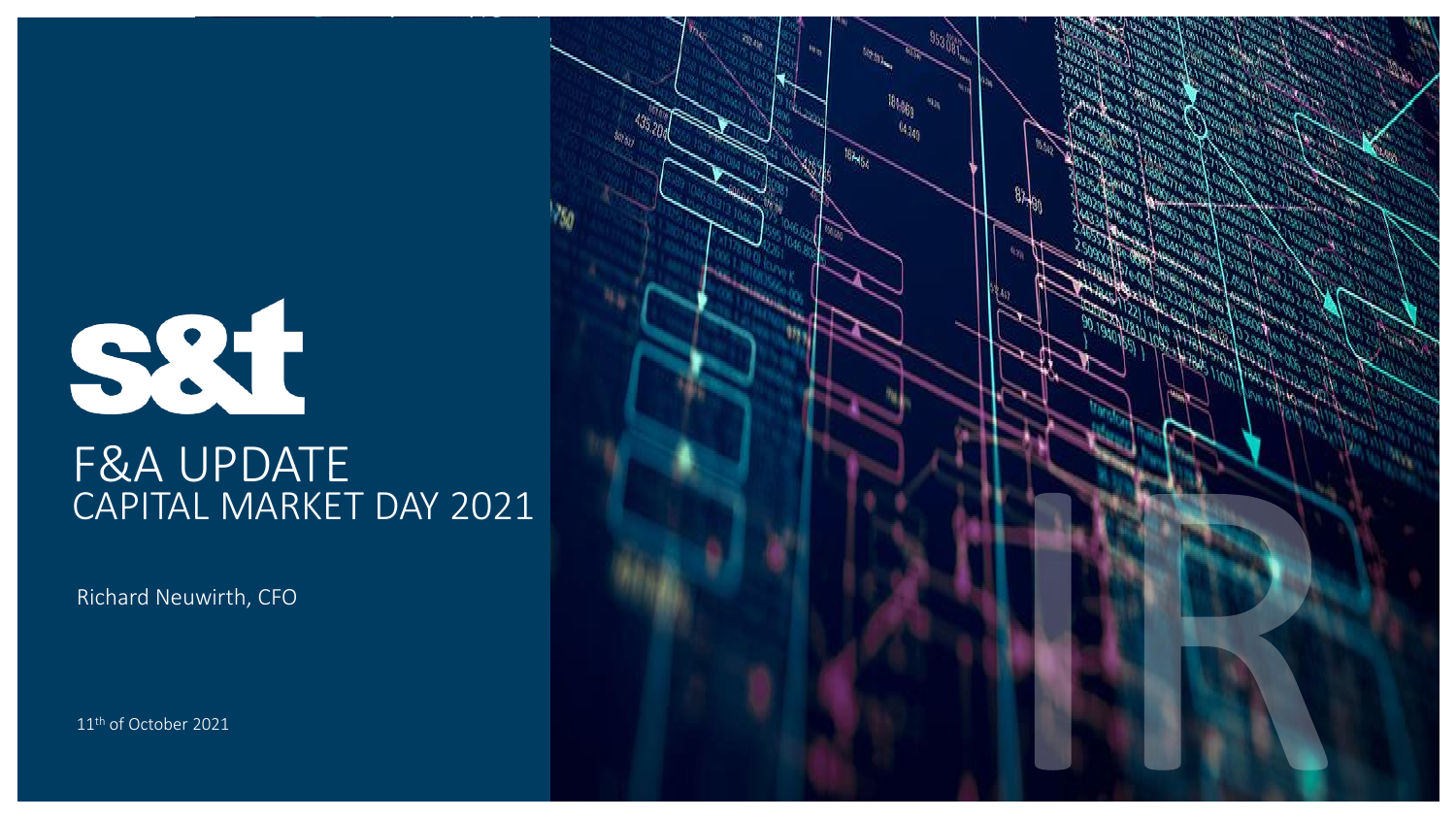s&t

# F&A UPDATE
## CAPITAL MARKET DAY 2021

Richard Neuwirth, CFO

11th of October 2021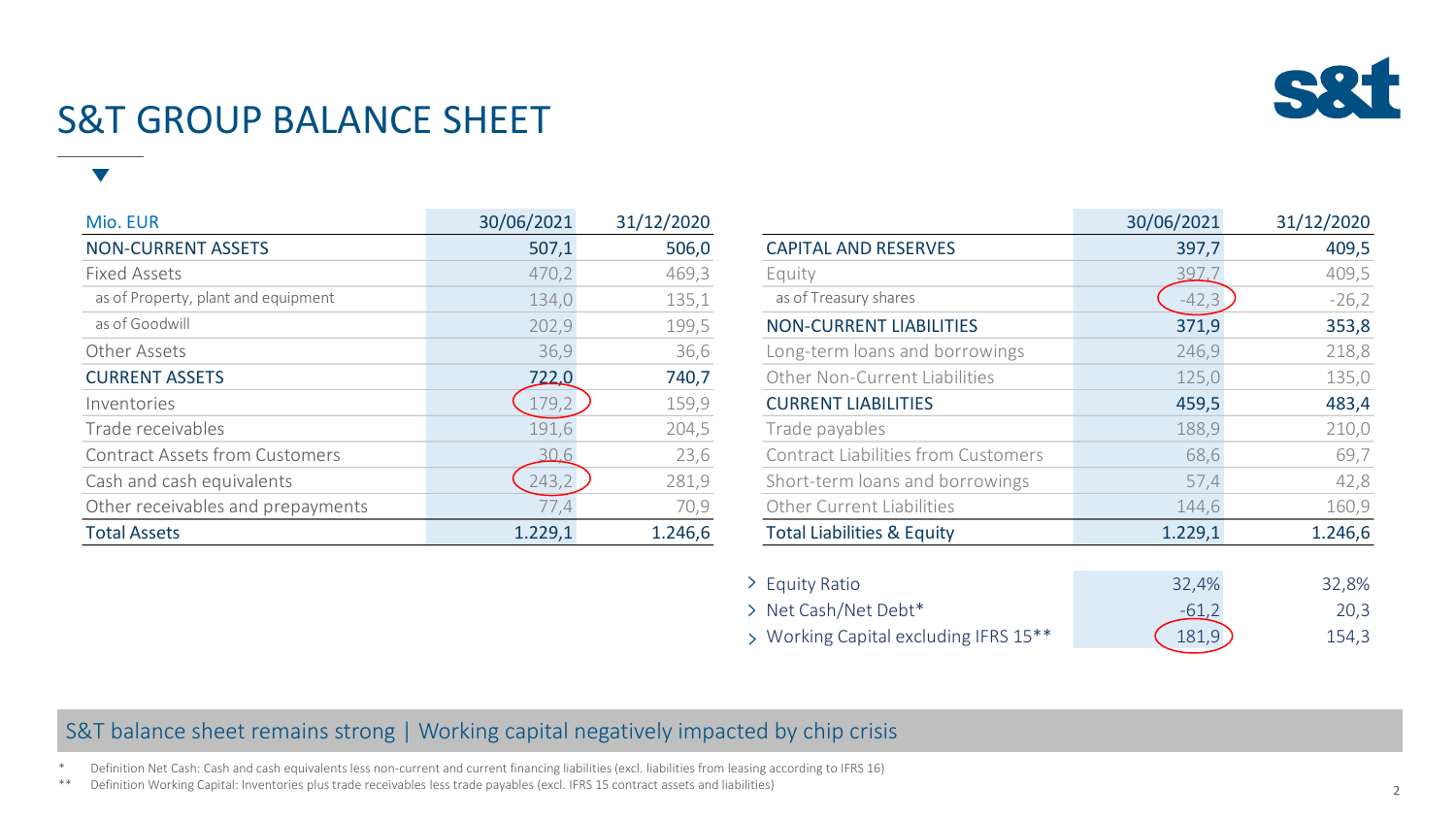# S&T GROUP BALANCE SHEET

| Mio. EUR | 30/06/2021 | 31/12/2020 |
|---|---|---|
| **NON-CURRENT ASSETS** | **507,1** | **506,0** |
| Fixed Assets | 470,2 | 469,3 |
| as of Property, plant and equipment | 134,0 | 135,1 |
| as of Goodwill | 202,9 | 199,5 |
| Other Assets | 36,9 | 36,6 |
| **CURRENT ASSETS** | **722,0** | **740,7** |
| Inventories | 179,2 | 159,9 |
| Trade receivables | 191,6 | 204,5 |
| Contract Assets from Customers | 30,6 | 23,6 |
| Cash and cash equivalents | 243,2 | 281,9 |
| Other receivables and prepayments | 77,4 | 70,9 |
| **Total Assets** | **1.229,1** | **1.246,6** |

| | 30/06/2021 | 31/12/2020 |
|---|---|---|
| **CAPITAL AND RESERVES** | **397,7** | **409,5** |
| Equity | 397,7 | 409,5 |
| as of Treasury shares | -42,3 | -26,2 |
| **NON-CURRENT LIABILITIES** | **371,9** | **353,8** |
| Long-term loans and borrowings | 246,9 | 218,8 |
| Other Non-Current Liabilities | 125,0 | 135,0 |
| **CURRENT LIABILITIES** | **459,5** | **483,4** |
| Trade payables | 188,9 | 210,0 |
| Contract Liabilities from Customers | 68,6 | 69,7 |
| Short-term loans and borrowings | 57,4 | 42,8 |
| Other Current Liabilities | 144,6 | 160,9 |
| **Total Liabilities & Equity** | **1.229,1** | **1.246,6** |

| | 30/06/2021 | 31/12/2020 |
|---|---|---|
| Equity Ratio | 32,4% | 32,8% |
| Net Cash/Net Debt* | -61,2 | 20,3 |
| Working Capital excluding IFRS 15** | 181,9 | 154,3 |

S&T balance sheet remains strong | Working capital negatively impacted by chip crisis

\* Definition Net Cash: Cash and cash equivalents less non-current and current financing liabilities (excl. liabilities from leasing according to IFRS 16)

\*\* Definition Working Capital: Inventories plus trade receivables less trade payables (excl. IFRS 15 contract assets and liabilities)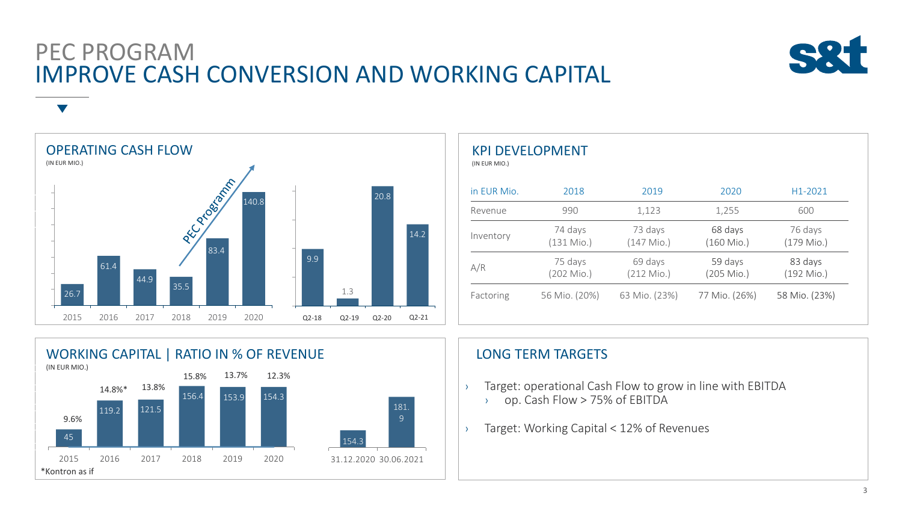# PEC PROGRAM
# IMPROVE CASH CONVERSION AND WORKING CAPITAL

## OPERATING CASH FLOW

(IN EUR MIO.)

| 2015 | 2016 | 2017 | 2018 | 2019 | 2020 |
|---|---|---|---|---|---|
| 26.7 | 61.4 | 44.9 | 35.5 | 83.4 | 140.8 |

PEC Programm

| Q2-18 | Q2-19 | Q2-20 | Q2-21 |
|---|---|---|---|
| 9.9 | 1.3 | 20.8 | 14.2 |

## KPI DEVELOPMENT

(IN EUR MIO.)

| in EUR Mio. | 2018 | 2019 | 2020 | H1-2021 |
|---|---|---|---|---|
| Revenue | 990 | 1,123 | 1,255 | 600 |
| Inventory | 74 days (131 Mio.) | 73 days (147 Mio.) | 68 days (160 Mio.) | 76 days (179 Mio.) |
| A/R | 75 days (202 Mio.) | 69 days (212 Mio.) | 59 days (205 Mio.) | 83 days (192 Mio.) |
| Factoring | 56 Mio. (20%) | 63 Mio. (23%) | 77 Mio. (26%) | 58 Mio. (23%) |

## WORKING CAPITAL | RATIO IN % OF REVENUE

(IN EUR MIO.)

| | 2015 | 2016 | 2017 | 2018 | 2019 | 2020 |
|---|---|---|---|---|---|---|
| Working Capital | 45 | 119.2 | 121.5 | 156.4 | 153.9 | 154.3 |
| Ratio in % of revenue | 9.6% | 14.8%* | 13.8% | 15.8% | 13.7% | 12.3% |

| 31.12.2020 | 30.06.2021 |
|---|---|
| 154.3 | 181.9 |

*Kontron as if

## LONG TERM TARGETS

- Target: operational Cash Flow to grow in line with EBITDA
  - op. Cash Flow > 75% of EBITDA
- Target: Working Capital < 12% of Revenues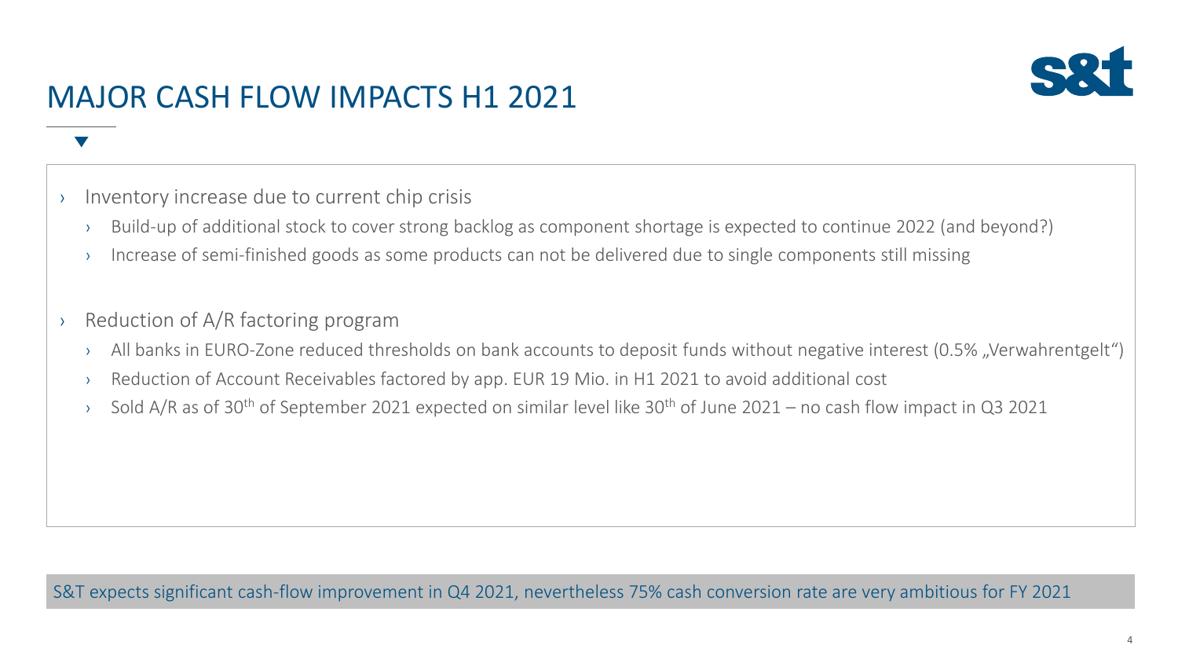# MAJOR CASH FLOW IMPACTS H1 2021

- Inventory increase due to current chip crisis
  - Build-up of additional stock to cover strong backlog as component shortage is expected to continue 2022 (and beyond?)
  - Increase of semi-finished goods as some products can not be delivered due to single components still missing
- Reduction of A/R factoring program
  - All banks in EURO-Zone reduced thresholds on bank accounts to deposit funds without negative interest (0.5% „Verwahrentgelt“)
  - Reduction of Account Receivables factored by app. EUR 19 Mio. in H1 2021 to avoid additional cost
  - Sold A/R as of 30th of September 2021 expected on similar level like 30th of June 2021 – no cash flow impact in Q3 2021

S&T expects significant cash-flow improvement in Q4 2021, nevertheless 75% cash conversion rate are very ambitious for FY 2021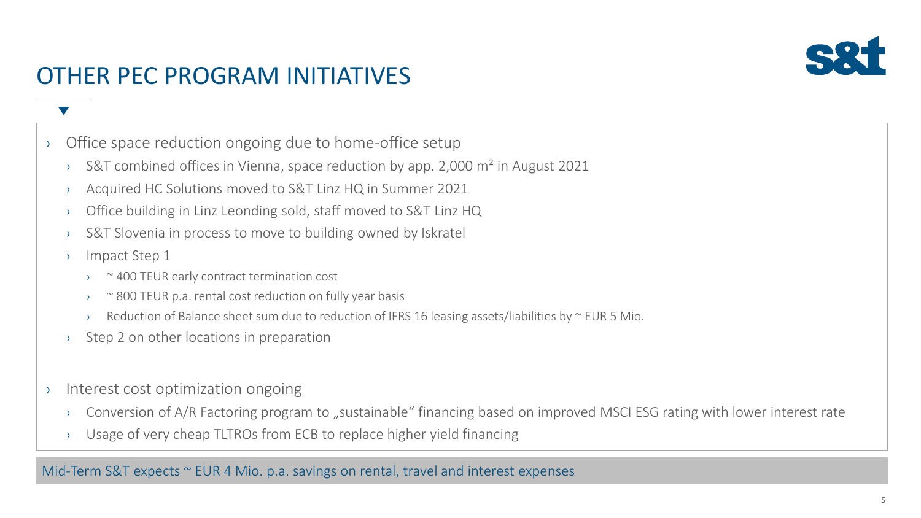# OTHER PEC PROGRAM INITIATIVES

- Office space reduction ongoing due to home-office setup
  - S&T combined offices in Vienna, space reduction by app. 2,000 m² in August 2021
  - Acquired HC Solutions moved to S&T Linz HQ in Summer 2021
  - Office building in Linz Leonding sold, staff moved to S&T Linz HQ
  - S&T Slovenia in process to move to building owned by Iskratel
  - Impact Step 1
    - ~ 400 TEUR early contract termination cost
    - ~ 800 TEUR p.a. rental cost reduction on fully year basis
    - Reduction of Balance sheet sum due to reduction of IFRS 16 leasing assets/liabilities by ~ EUR 5 Mio.
  - Step 2 on other locations in preparation

- Interest cost optimization ongoing
  - Conversion of A/R Factoring program to „sustainable" financing based on improved MSCI ESG rating with lower interest rate
  - Usage of very cheap TLTROs from ECB to replace higher yield financing

Mid-Term S&T expects ~ EUR 4 Mio. p.a. savings on rental, travel and interest expenses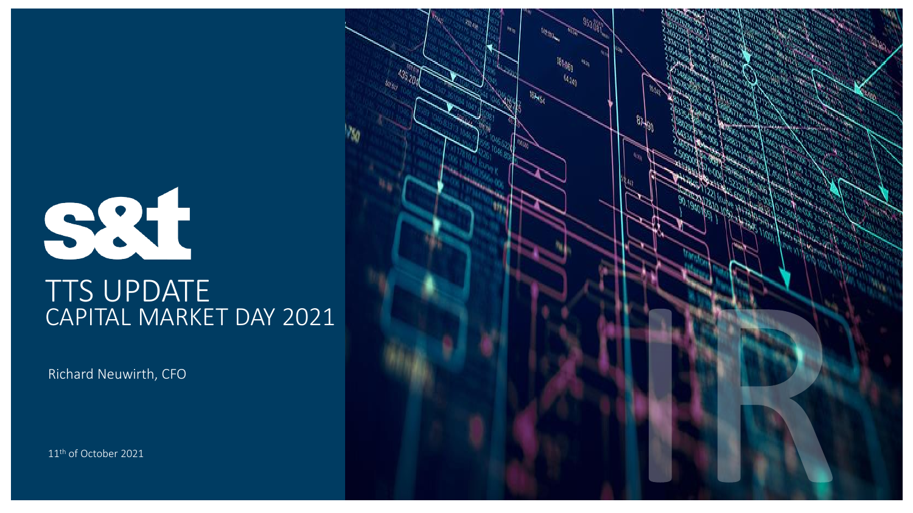# TTS UPDATE

## CAPITAL MARKET DAY 2021

Richard Neuwirth, CFO

11th of October 2021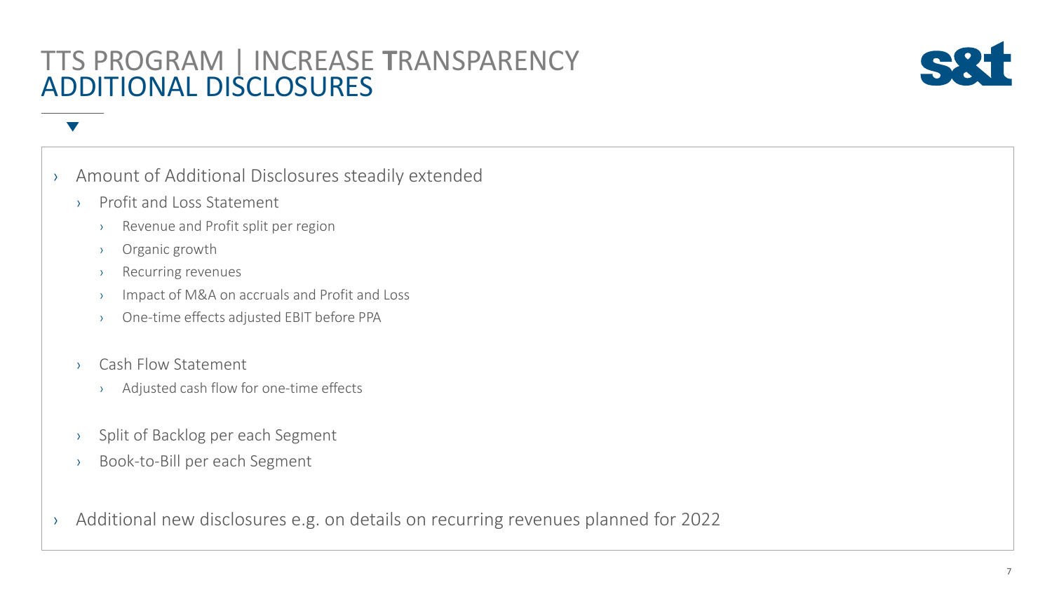# TTS PROGRAM | INCREASE TRANSPARENCY
## ADDITIONAL DISCLOSURES

- Amount of Additional Disclosures steadily extended
  - Profit and Loss Statement
    - Revenue and Profit split per region
    - Organic growth
    - Recurring revenues
    - Impact of M&A on accruals and Profit and Loss
    - One-time effects adjusted EBIT before PPA
  - Cash Flow Statement
    - Adjusted cash flow for one-time effects
  - Split of Backlog per each Segment
  - Book-to-Bill per each Segment
- Additional new disclosures e.g. on details on recurring revenues planned for 2022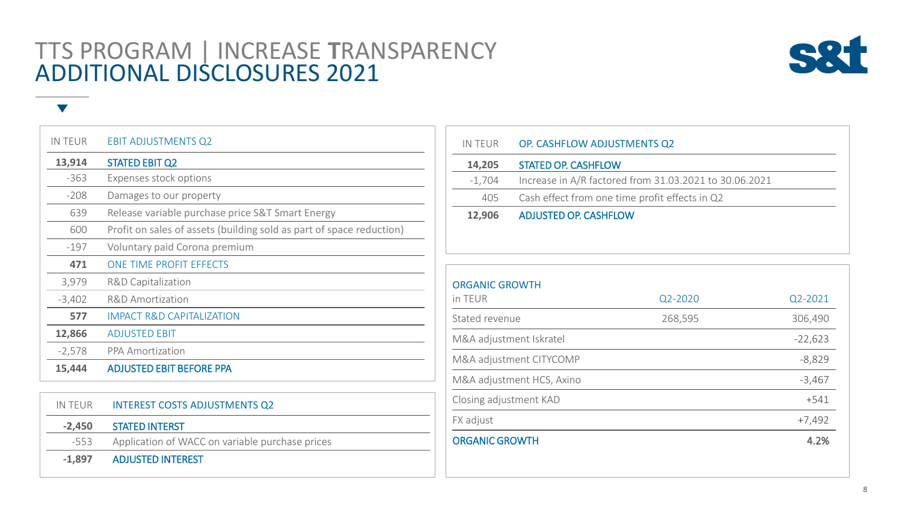# TTS PROGRAM | INCREASE TRANSPARENCY
## ADDITIONAL DISCLOSURES 2021

| IN TEUR | EBIT ADJUSTMENTS Q2 |
|---|---|
| **13,914** | **STATED EBIT Q2** |
| -363 | Expenses stock options |
| -208 | Damages to our property |
| 639 | Release variable purchase price S&T Smart Energy |
| 600 | Profit on sales of assets (building sold as part of space reduction) |
| -197 | Voluntary paid Corona premium |
| **471** | ONE TIME PROFIT EFFECTS |
| 3,979 | R&D Capitalization |
| -3,402 | R&D Amortization |
| **577** | IMPACT R&D CAPITALIZATION |
| **12,866** | ADJUSTED EBIT |
| -2,578 | PPA Amortization |
| **15,444** | **ADJUSTED EBIT BEFORE PPA** |

| IN TEUR | INTEREST COSTS ADJUSTMENTS Q2 |
|---|---|
| **-2,450** | **STATED INTERST** |
| -553 | Application of WACC on variable purchase prices |
| **-1,897** | **ADJUSTED INTEREST** |

| IN TEUR | OP. CASHFLOW ADJUSTMENTS Q2 |
|---|---|
| **14,205** | **STATED OP. CASHFLOW** |
| -1,704 | Increase in A/R factored from 31.03.2021 to 30.06.2021 |
| 405 | Cash effect from one time profit effects in Q2 |
| **12,906** | **ADJUSTED OP. CASHFLOW** |

**ORGANIC GROWTH**

| in TEUR | Q2-2020 | Q2-2021 |
|---|---|---|
| Stated revenue | 268,595 | 306,490 |
| M&A adjustment Iskratel | | -22,623 |
| M&A adjustment CITYCOMP | | -8,829 |
| M&A adjustment HCS, Axino | | -3,467 |
| Closing adjustment KAD | | +541 |
| FX adjust | | +7,492 |
| **ORGANIC GROWTH** | | **4.2%** |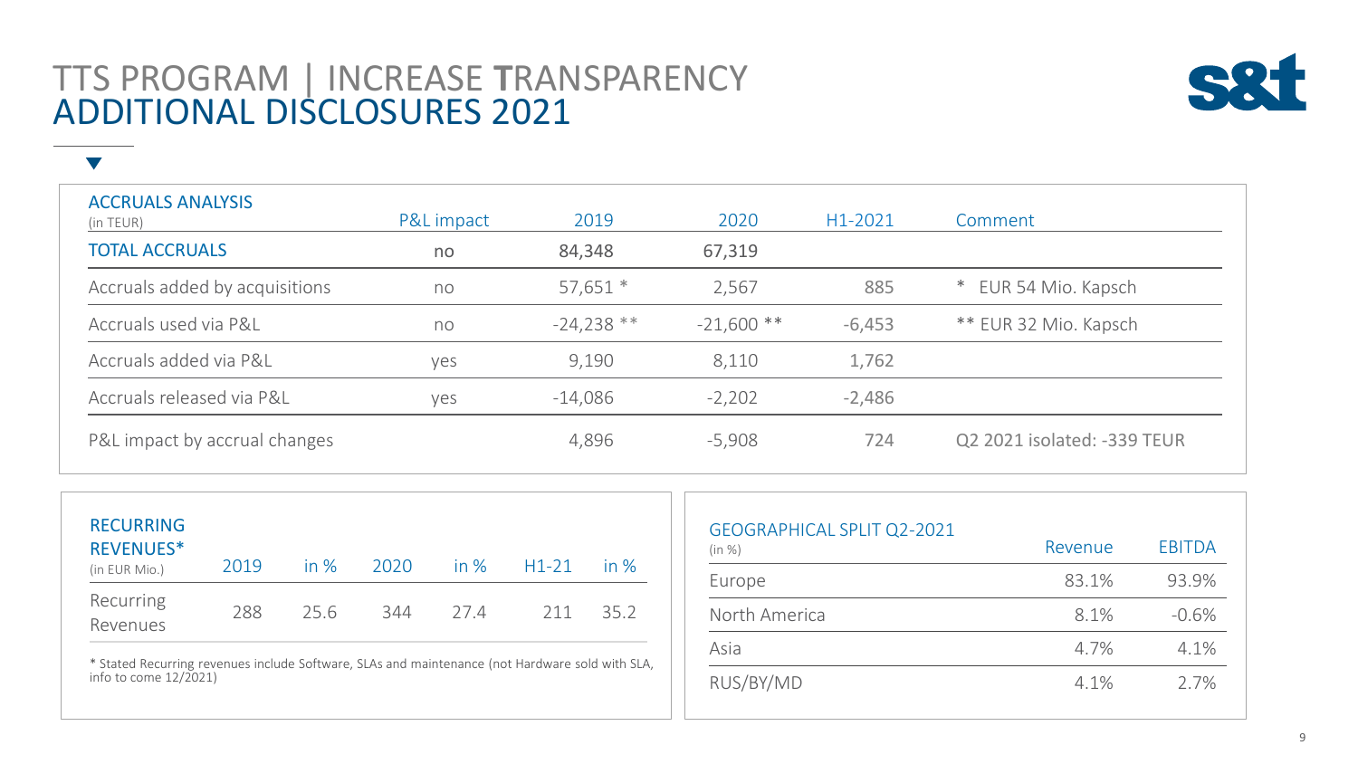# TTS PROGRAM | INCREASE TRANSPARENCY
## ADDITIONAL DISCLOSURES 2021

| ACCRUALS ANALYSIS (in TEUR) | P&L impact | 2019 | 2020 | H1-2021 | Comment |
|---|---|---|---|---|---|
| TOTAL ACCRUALS | no | 84,348 | 67,319 | | |
| Accruals added by acquisitions | no | 57,651 * | 2,567 | 885 | * EUR 54 Mio. Kapsch |
| Accruals used via P&L | no | -24,238 ** | -21,600 ** | -6,453 | ** EUR 32 Mio. Kapsch |
| Accruals added via P&L | yes | 9,190 | 8,110 | 1,762 | |
| Accruals released via P&L | yes | -14,086 | -2,202 | -2,486 | |
| P&L impact by accrual changes | | 4,896 | -5,908 | 724 | Q2 2021 isolated: -339 TEUR |

| RECURRING REVENUES* (in EUR Mio.) | 2019 | in % | 2020 | in % | H1-21 | in % |
|---|---|---|---|---|---|---|
| Recurring Revenues | 288 | 25.6 | 344 | 27.4 | 211 | 35.2 |

* Stated Recurring revenues include Software, SLAs and maintenance (not Hardware sold with SLA, info to come 12/2021)

| GEOGRAPHICAL SPLIT Q2-2021 (in %) | Revenue | EBITDA |
|---|---|---|
| Europe | 83.1% | 93.9% |
| North America | 8.1% | -0.6% |
| Asia | 4.7% | 4.1% |
| RUS/BY/MD | 4.1% | 2.7% |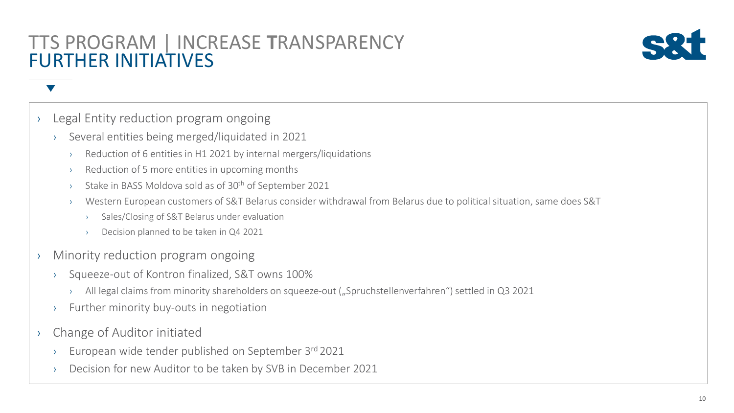# TTS PROGRAM | INCREASE TRANSPARENCY
## FURTHER INITIATIVES

- Legal Entity reduction program ongoing
  - Several entities being merged/liquidated in 2021
    - Reduction of 6 entities in H1 2021 by internal mergers/liquidations
    - Reduction of 5 more entities in upcoming months
    - Stake in BASS Moldova sold as of 30th of September 2021
    - Western European customers of S&T Belarus consider withdrawal from Belarus due to political situation, same does S&T
      - Sales/Closing of S&T Belarus under evaluation
      - Decision planned to be taken in Q4 2021
- Minority reduction program ongoing
  - Squeeze-out of Kontron finalized, S&T owns 100%
    - All legal claims from minority shareholders on squeeze-out („Spruchstellenverfahren") settled in Q3 2021
  - Further minority buy-outs in negotiation
- Change of Auditor initiated
  - European wide tender published on September 3rd 2021
  - Decision for new Auditor to be taken by SVB in December 2021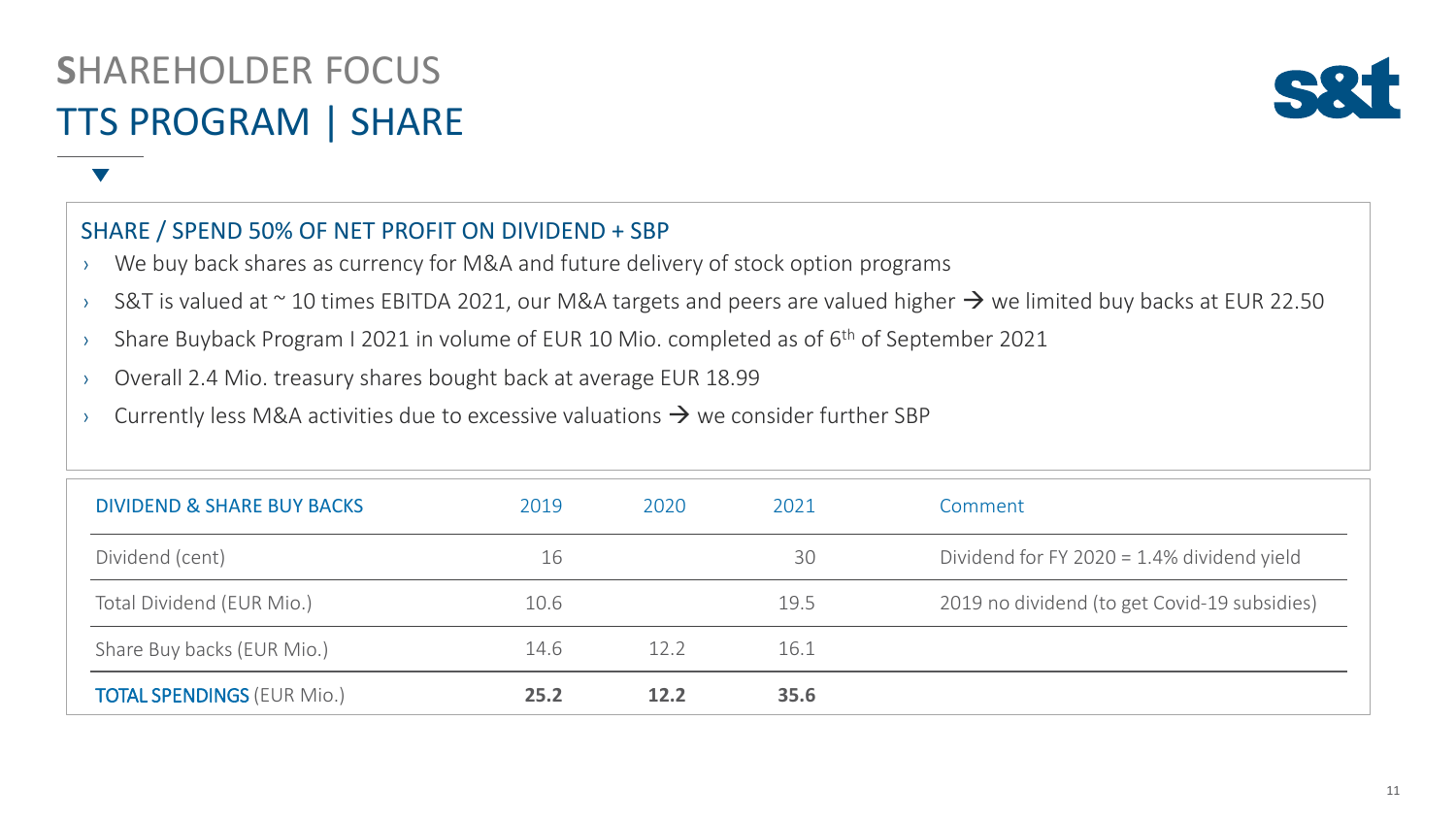# SHAREHOLDER FOCUS

## TTS PROGRAM | SHARE

### SHARE / SPEND 50% OF NET PROFIT ON DIVIDEND + SBP

- We buy back shares as currency for M&A and future delivery of stock option programs
- S&T is valued at ~ 10 times EBITDA 2021, our M&A targets and peers are valued higher → we limited buy backs at EUR 22.50
- Share Buyback Program I 2021 in volume of EUR 10 Mio. completed as of 6th of September 2021
- Overall 2.4 Mio. treasury shares bought back at average EUR 18.99
- Currently less M&A activities due to excessive valuations → we consider further SBP

| DIVIDEND & SHARE BUY BACKS | 2019 | 2020 | 2021 | Comment |
|---|---|---|---|---|
| Dividend (cent) | 16 | | 30 | Dividend for FY 2020 = 1.4% dividend yield |
| Total Dividend (EUR Mio.) | 10.6 | | 19.5 | 2019 no dividend (to get Covid-19 subsidies) |
| Share Buy backs (EUR Mio.) | 14.6 | 12.2 | 16.1 | |
| TOTAL SPENDINGS (EUR Mio.) | **25.2** | **12.2** | **35.6** | |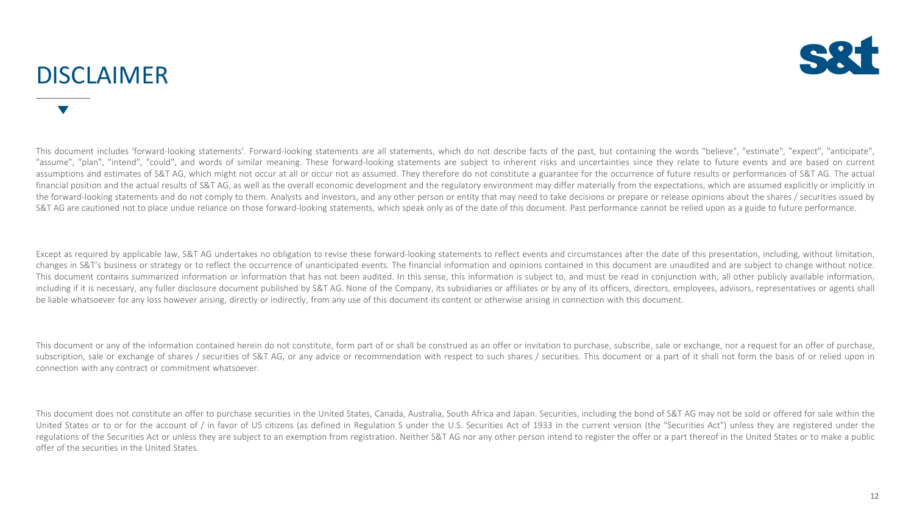# DISCLAIMER

This document includes 'forward-looking statements'. Forward-looking statements are all statements, which do not describe facts of the past, but containing the words "believe", "estimate", "expect", "anticipate", "assume", "plan", "intend", "could", and words of similar meaning. These forward-looking statements are subject to inherent risks and uncertainties since they relate to future events and are based on current assumptions and estimates of S&T AG, which might not occur at all or occur not as assumed. They therefore do not constitute a guarantee for the occurrence of future results or performances of S&T AG. The actual financial position and the actual results of S&T AG, as well as the overall economic development and the regulatory environment may differ materially from the expectations, which are assumed explicitly or implicitly in the forward-looking statements and do not comply to them. Analysts and investors, and any other person or entity that may need to take decisions or prepare or release opinions about the shares / securities issued by S&T AG are cautioned not to place undue reliance on those forward-looking statements, which speak only as of the date of this document. Past performance cannot be relied upon as a guide to future performance.

Except as required by applicable law, S&T AG undertakes no obligation to revise these forward-looking statements to reflect events and circumstances after the date of this presentation, including, without limitation, changes in S&T's business or strategy or to reflect the occurrence of unanticipated events. The financial information and opinions contained in this document are unaudited and are subject to change without notice. This document contains summarized information or information that has not been audited. In this sense, this information is subject to, and must be read in conjunction with, all other publicly available information, including if it is necessary, any fuller disclosure document published by S&T AG. None of the Company, its subsidiaries or affiliates or by any of its officers, directors, employees, advisors, representatives or agents shall be liable whatsoever for any loss however arising, directly or indirectly, from any use of this document its content or otherwise arising in connection with this document.

This document or any of the information contained herein do not constitute, form part of or shall be construed as an offer or invitation to purchase, subscribe, sale or exchange, nor a request for an offer of purchase, subscription, sale or exchange of shares / securities of S&T AG, or any advice or recommendation with respect to such shares / securities. This document or a part of it shall not form the basis of or relied upon in connection with any contract or commitment whatsoever.

This document does not constitute an offer to purchase securities in the United States, Canada, Australia, South Africa and Japan. Securities, including the bond of S&T AG may not be sold or offered for sale within the United States or to or for the account of / in favor of US citizens (as defined in Regulation S under the U.S. Securities Act of 1933 in the current version (the "Securities Act") unless they are registered under the regulations of the Securities Act or unless they are subject to an exemption from registration. Neither S&T AG nor any other person intend to register the offer or a part thereof in the United States or to make a public offer of the securities in the United States.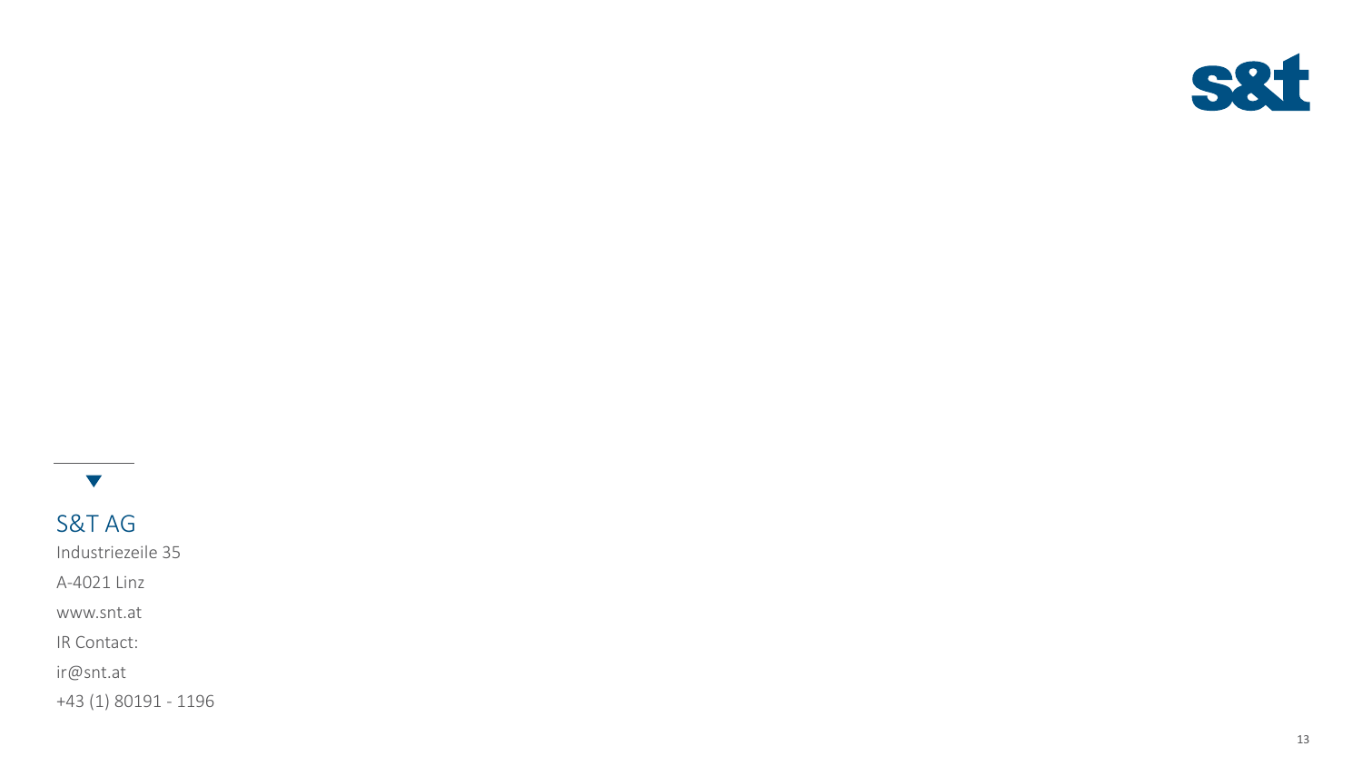## S&T AG

Industriezeile 35

A-4021 Linz

www.snt.at

IR Contact:

ir@snt.at

+43 (1) 80191 - 1196